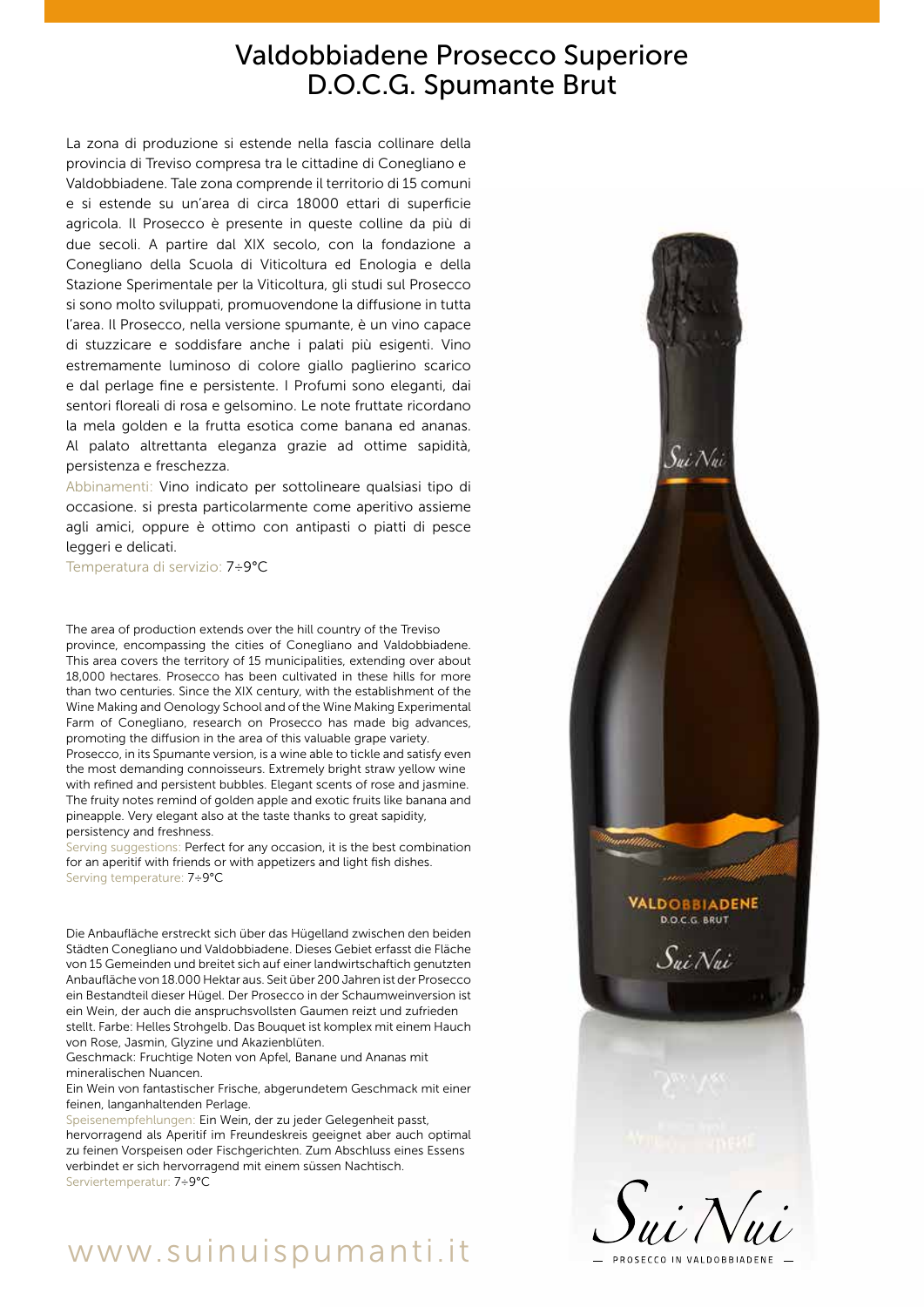# Valdobbiadene Prosecco Superiore D.O.C.G. Spumante Brut

La zona di produzione si estende nella fascia collinare della provincia di Treviso compresa tra le cittadine di Conegliano e Valdobbiadene. Tale zona comprende il territorio di 15 comuni e si estende su un'area di circa 18000 ettari di superficie agricola. Il Prosecco è presente in queste colline da più di due secoli. A partire dal XIX secolo, con la fondazione a Conegliano della Scuola di Viticoltura ed Enologia e della Stazione Sperimentale per la Viticoltura, gli studi sul Prosecco si sono molto sviluppati, promuovendone la diffusione in tutta l'area. Il Prosecco, nella versione spumante, è un vino capace di stuzzicare e soddisfare anche i palati più esigenti. Vino estremamente luminoso di colore giallo paglierino scarico e dal perlage fine e persistente. I Profumi sono eleganti, dai sentori floreali di rosa e gelsomino. Le note fruttate ricordano la mela golden e la frutta esotica come banana ed ananas. Al palato altrettanta eleganza grazie ad ottime sapidità, persistenza e freschezza.

Abbinamenti: Vino indicato per sottolineare qualsiasi tipo di occasione. si presta particolarmente come aperitivo assieme agli amici, oppure è ottimo con antipasti o piatti di pesce leggeri e delicati.

Temperatura di servizio: 7÷9°C

The area of production extends over the hill country of the Treviso province, encompassing the cities of Conegliano and Valdobbiadene. This area covers the territory of 15 municipalities, extending over about 18,000 hectares. Prosecco has been cultivated in these hills for more than two centuries. Since the XIX century, with the establishment of the Wine Making and Oenology School and of the Wine Making Experimental Farm of Conegliano, research on Prosecco has made big advances, promoting the diffusion in the area of this valuable grape variety.
Prosecco, in its Spumante version, is a wine able to tickle and satisfy even the most demanding connoisseurs. Extremely bright straw yellow wine with refined and persistent bubbles. Elegant scents of rose and jasmine. The fruity notes remind of golden apple and exotic fruits like banana and pineapple. Very elegant also at the taste thanks to great sapidity, persistency and freshness.

Serving suggestions: Perfect for any occasion, it is the best combination for an aperitif with friends or with appetizers and light fish dishes.

Serving temperature: 7÷9°C

Die Anbaufläche erstreckt sich über das Hügelland zwischen den beiden Städten Conegliano und Valdobbiadene. Dieses Gebiet erfasst die Fläche von 15 Gemeinden und breitet sich auf einer landwirtschaftich genutzten Anbaufläche von 18.000 Hektar aus. Seit über 200 Jahren ist der Prosecco ein Bestandteil dieser Hügel. Der Prosecco in der Schaumweinversion ist ein Wein, der auch die anspruchsvollsten Gaumen reizt und zufrieden stellt. Farbe: Helles Strohgelb. Das Bouquet ist komplex mit einem Hauch von Rose, Jasmin, Glyzine und Akazienblüten.

Geschmack: Fruchtige Noten von Apfel, Banane und Ananas mit mineralischen Nuancen.

Ein Wein von fantastischer Frische, abgerundetem Geschmack mit einer feinen, langanhaltenden Perlage.

Speisenempfehlungen: Ein Wein, der zu jeder Gelegenheit passt, hervorragend als Aperitif im Freundeskreis geeignet aber auch optimal zu feinen Vorspeisen oder Fischgerichten. Zum Abschluss eines Essens verbindet er sich hervorragend mit einem süssen Nachtisch.

Serviertemperatur: 7÷9°C

www.suinuispumanti.it

Sui Nui

— PROSECCO IN VALDOBBIADENE —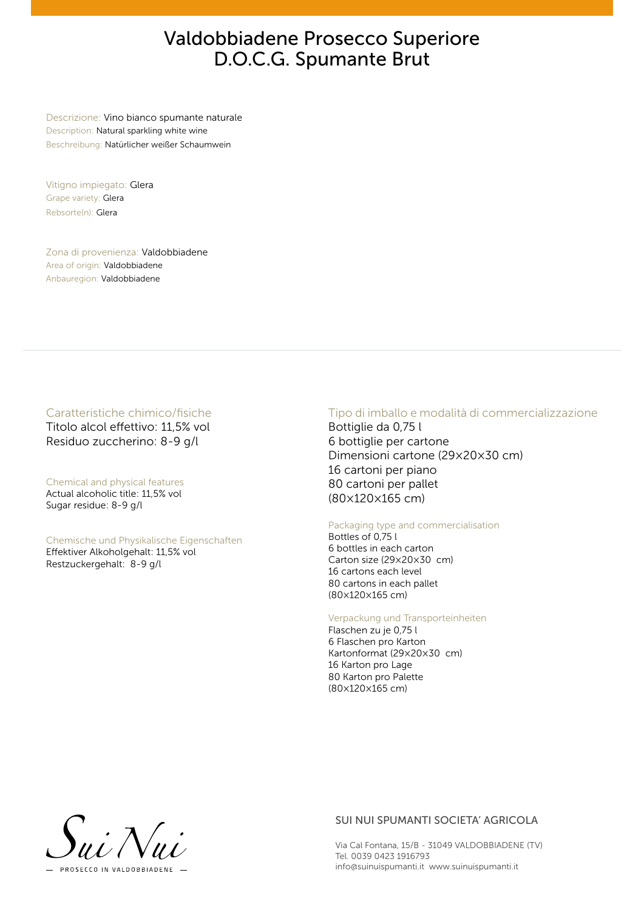# Valdobbiadene Prosecco Superiore D.O.C.G. Spumante Brut

Descrizione: Vino bianco spumante naturale
Description: Natural sparkling white wine
Beschreibung: Natürlicher weißer Schaumwein

Vitigno impiegato: Glera
Grape variety: Glera
Rebsorte(n): Glera

Zona di provenienza: Valdobbiadene
Area of origin: Valdobbiadene
Anbauregion: Valdobbiadene

---

## Caratteristiche chimico/fisiche

Titolo alcol effettivo: 11,5% vol
Residuo zuccherino: 8-9 g/l

### Chemical and physical features

Actual alcoholic title: 11,5% vol
Sugar residue: 8-9 g/l

### Chemische und Physikalische Eigenschaften

Effektiver Alkoholgehalt: 11,5% vol
Restzuckergehalt: 8-9 g/l

## Tipo di imballo e modalità di commercializzazione

Bottiglie da 0,75 l
6 bottiglie per cartone
Dimensioni cartone (29×20×30 cm)
16 cartoni per piano
80 cartoni per pallet
(80×120×165 cm)

### Packaging type and commercialisation

Bottles of 0,75 l
6 bottles in each carton
Carton size (29×20×30 cm)
16 cartons each level
80 cartons in each pallet
(80×120×165 cm)

### Verpackung und Transporteinheiten

Flaschen zu je 0,75 l
6 Flaschen pro Karton
Kartonformat (29×20×30 cm)
16 Karton pro Lage
80 Karton pro Palette
(80×120×165 cm)

Sui Nui
— PROSECCO IN VALDOBBIADENE —

SUI NUI SPUMANTI SOCIETA' AGRICOLA

Via Cal Fontana, 15/B - 31049 VALDOBBIADENE (TV)
Tel. 0039 0423 1916793
info@suinuispumanti.it www.suinuispumanti.it